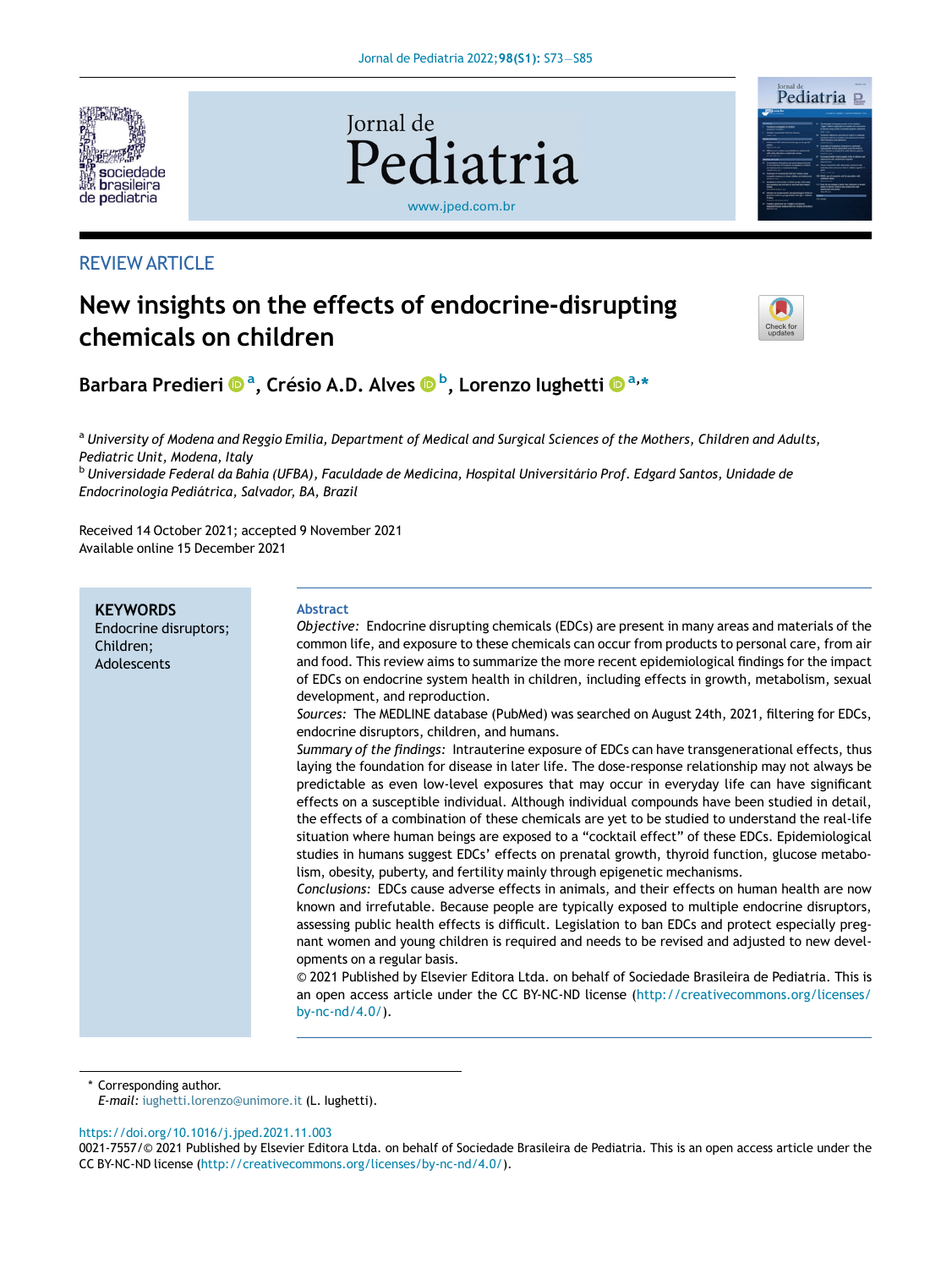REVIEW ARTICLE

# New insights on the effects of endocrine-disrupting chemicals on children

**Barbara Predieri** [a], **Crésio A.D. Alves** [b], **Lorenzo Iughetti** [a,*]

[a] *University of Modena and Reggio Emilia, Department of Medical and Surgical Sciences of the Mothers, Children and Adults, Pediatric Unit, Modena, Italy*

[b] *Universidade Federal da Bahia (UFBA), Faculdade de Medicina, Hospital Universitário Prof. Edgard Santos, Unidade de Endocrinologia Pediátrica, Salvador, BA, Brazil*

Received 14 October 2021; accepted 9 November 2021
Available online 15 December 2021

**KEYWORDS**
Endocrine disruptors;
Children;
Adolescents

## Abstract

*Objective:* Endocrine disrupting chemicals (EDCs) are present in many areas and materials of the common life, and exposure to these chemicals can occur from products to personal care, from air and food. This review aims to summarize the more recent epidemiological findings for the impact of EDCs on endocrine system health in children, including effects in growth, metabolism, sexual development, and reproduction.

*Sources:* The MEDLINE database (PubMed) was searched on August 24th, 2021, filtering for EDCs, endocrine disruptors, children, and humans.

*Summary of the findings:* Intrauterine exposure of EDCs can have transgenerational effects, thus laying the foundation for disease in later life. The dose-response relationship may not always be predictable as even low-level exposures that may occur in everyday life can have significant effects on a susceptible individual. Although individual compounds have been studied in detail, the effects of a combination of these chemicals are yet to be studied to understand the real-life situation where human beings are exposed to a "cocktail effect" of these EDCs. Epidemiological studies in humans suggest EDCs' effects on prenatal growth, thyroid function, glucose metabolism, obesity, puberty, and fertility mainly through epigenetic mechanisms.

*Conclusions:* EDCs cause adverse effects in animals, and their effects on human health are now known and irrefutable. Because people are typically exposed to multiple endocrine disruptors, assessing public health effects is difficult. Legislation to ban EDCs and protect especially pregnant women and young children is required and needs to be revised and adjusted to new developments on a regular basis.

© 2021 Published by Elsevier Editora Ltda. on behalf of Sociedade Brasileira de Pediatria. This is an open access article under the CC BY-NC-ND license (http://creativecommons.org/licenses/by-nc-nd/4.0/).

---

\* Corresponding author.
*E-mail:* iughetti.lorenzo@unimore.it (L. Iughetti).

https://doi.org/10.1016/j.jped.2021.11.003
0021-7557/© 2021 Published by Elsevier Editora Ltda. on behalf of Sociedade Brasileira de Pediatria. This is an open access article under the CC BY-NC-ND license (http://creativecommons.org/licenses/by-nc-nd/4.0/).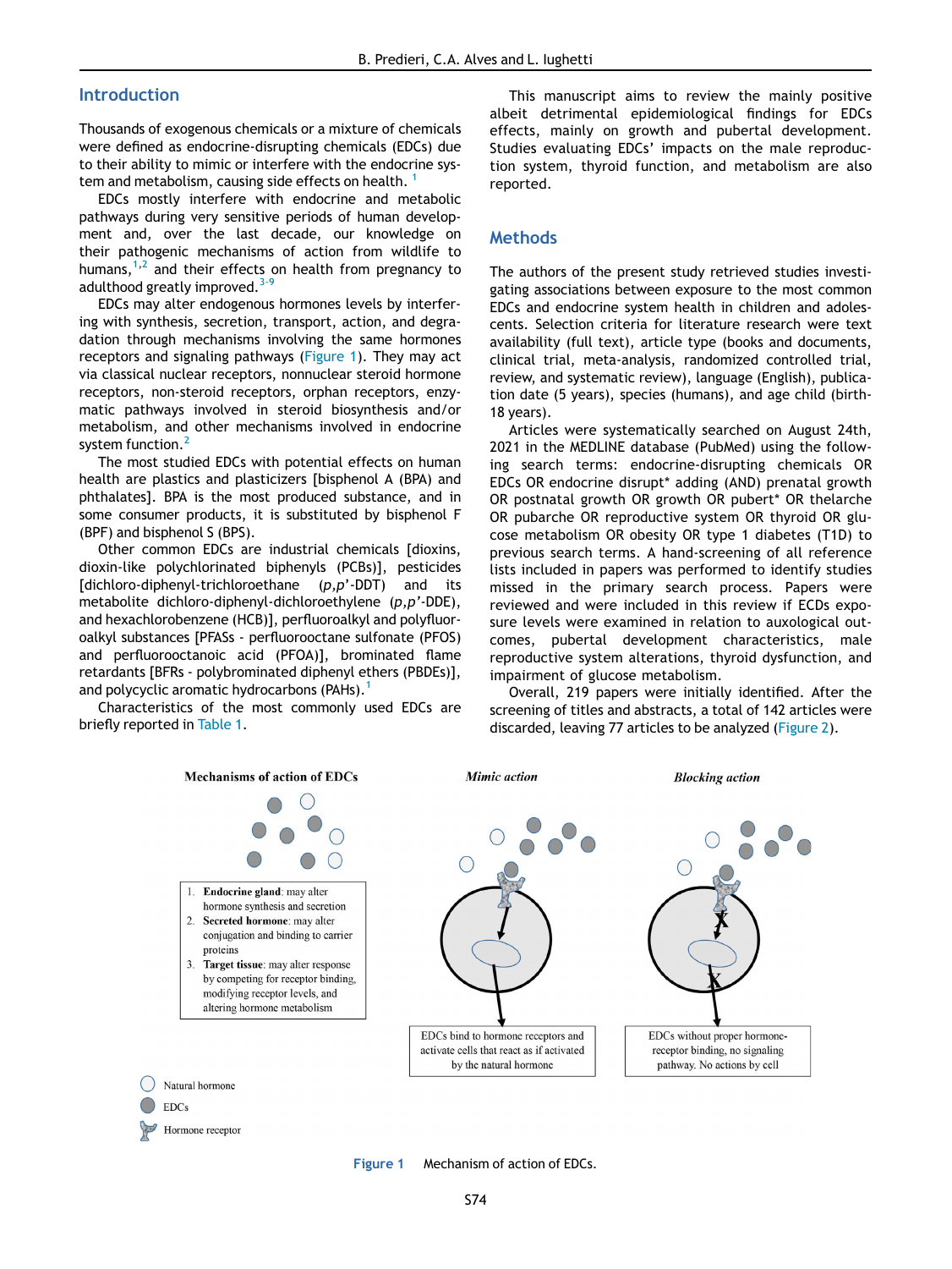## Introduction

Thousands of exogenous chemicals or a mixture of chemicals were defined as endocrine-disrupting chemicals (EDCs) due to their ability to mimic or interfere with the endocrine system and metabolism, causing side effects on health.[1]

EDCs mostly interfere with endocrine and metabolic pathways during very sensitive periods of human development and, over the last decade, our knowledge on their pathogenic mechanisms of action from wildlife to humans,[1,2] and their effects on health from pregnancy to adulthood greatly improved.[3-9]

EDCs may alter endogenous hormones levels by interfering with synthesis, secretion, transport, action, and degradation through mechanisms involving the same hormones receptors and signaling pathways (Figure 1). They may act via classical nuclear receptors, nonnuclear steroid hormone receptors, non-steroid receptors, orphan receptors, enzymatic pathways involved in steroid biosynthesis and/or metabolism, and other mechanisms involved in endocrine system function.[2]

The most studied EDCs with potential effects on human health are plastics and plasticizers [bisphenol A (BPA) and phthalates]. BPA is the most produced substance, and in some consumer products, it is substituted by bisphenol F (BPF) and bisphenol S (BPS).

Other common EDCs are industrial chemicals [dioxins, dioxin-like polychlorinated biphenyls (PCBs)], pesticides [dichloro-diphenyl-trichloroethane (*p,p*'-DDT) and its metabolite dichloro-diphenyl-dichloroethylene (*p,p*'-DDE), and hexachlorobenzene (HCB)], perfluoroalkyl and polyfluoroalkyl substances [PFASs - perfluorooctane sulfonate (PFOS) and perfluorooctanoic acid (PFOA)], brominated flame retardants [BFRs - polybrominated diphenyl ethers (PBDEs)], and polycyclic aromatic hydrocarbons (PAHs).[1]

Characteristics of the most commonly used EDCs are briefly reported in Table 1.

This manuscript aims to review the mainly positive albeit detrimental epidemiological findings for EDCs effects, mainly on growth and pubertal development. Studies evaluating EDCs' impacts on the male reproduction system, thyroid function, and metabolism are also reported.

## Methods

The authors of the present study retrieved studies investigating associations between exposure to the most common EDCs and endocrine system health in children and adolescents. Selection criteria for literature research were text availability (full text), article type (books and documents, clinical trial, meta-analysis, randomized controlled trial, review, and systematic review), language (English), publication date (5 years), species (humans), and age child (birth-18 years).

Articles were systematically searched on August 24th, 2021 in the MEDLINE database (PubMed) using the following search terms: endocrine-disrupting chemicals OR EDCs OR endocrine disrupt* adding (AND) prenatal growth OR postnatal growth OR growth OR pubert* OR thelarche OR pubarche OR reproductive system OR thyroid OR glucose metabolism OR obesity OR type 1 diabetes (T1D) to previous search terms. A hand-screening of all reference lists included in papers was performed to identify studies missed in the primary search process. Papers were reviewed and were included in this review if ECDs exposure levels were examined in relation to auxological outcomes, pubertal development characteristics, male reproductive system alterations, thyroid dysfunction, and impairment of glucose metabolism.

Overall, 219 papers were initially identified. After the screening of titles and abstracts, a total of 142 articles were discarded, leaving 77 articles to be analyzed (Figure 2).

**Mechanisms of action of EDCs**

1. **Endocrine gland**: may alter hormone synthesis and secretion
2. **Secreted hormone**: may alter conjugation and binding to carrier proteins
3. **Target tissue**: may alter response by competing for receptor binding, modifying receptor levels, and altering hormone metabolism

***Mimic action***

EDCs bind to hormone receptors and activate cells that react as if activated by the natural hormone

***Blocking action***

EDCs without proper hormone-receptor binding, no signaling pathway. No actions by cell

Natural hormone
EDCs
Hormone receptor

Figure 1 Mechanism of action of EDCs.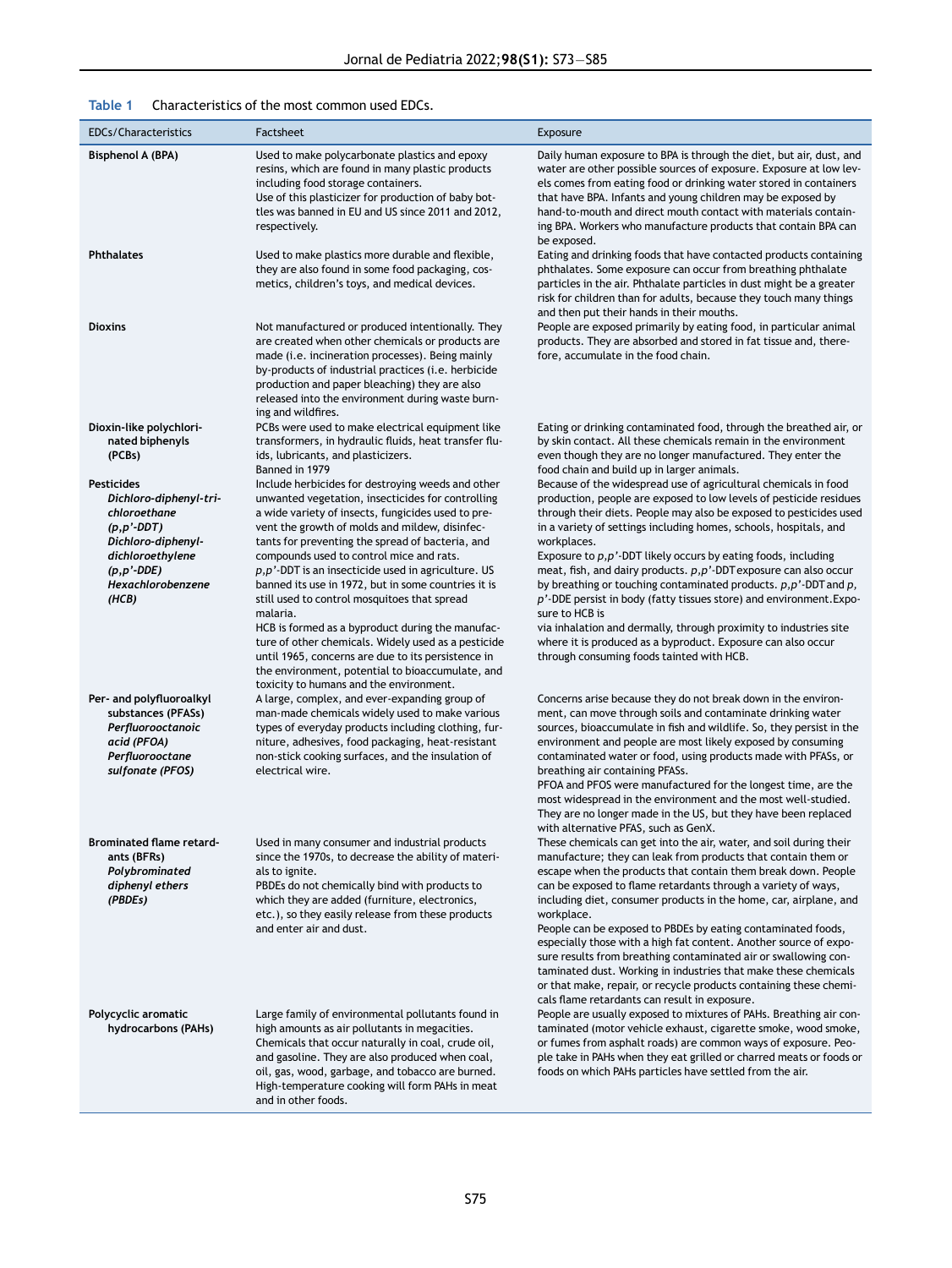**Table 1** Characteristics of the most common used EDCs.

| EDCs/Characteristics | Factsheet | Exposure |
|---|---|---|
| **Bisphenol A (BPA)** | Used to make polycarbonate plastics and epoxy resins, which are found in many plastic products including food storage containers. Use of this plasticizer for production of baby bottles was banned in EU and US since 2011 and 2012, respectively. | Daily human exposure to BPA is through the diet, but air, dust, and water are other possible sources of exposure. Exposure at low levels comes from eating food or drinking water stored in containers that have BPA. Infants and young children may be exposed by hand-to-mouth and direct mouth contact with materials containing BPA. Workers who manufacture products that contain BPA can be exposed. |
| **Phthalates** | Used to make plastics more durable and flexible, they are also found in some food packaging, cosmetics, children's toys, and medical devices. | Eating and drinking foods that have contacted products containing phthalates. Some exposure can occur from breathing phthalate particles in the air. Phthalate particles in dust might be a greater risk for children than for adults, because they touch many things and then put their hands in their mouths. |
| **Dioxins** | Not manufactured or produced intentionally. They are created when other chemicals or products are made (i.e. incineration processes). Being mainly by-products of industrial practices (i.e. herbicide production and paper bleaching) they are also released into the environment during waste burning and wildfires. | People are exposed primarily by eating food, in particular animal products. They are absorbed and stored in fat tissue and, therefore, accumulate in the food chain. |
| **Dioxin-like polychlorinated biphenyls (PCBs)** | PCBs were used to make electrical equipment like transformers, in hydraulic fluids, heat transfer fluids, lubricants, and plasticizers. Banned in 1979 | Eating or drinking contaminated food, through the breathed air, or by skin contact. All these chemicals remain in the environment even though they are no longer manufactured. They enter the food chain and build up in larger animals. |
| **Pesticides** ***Dichloro-diphenyl-trichloroethane (p,p'-DDT)*** ***Dichloro-diphenyl-dichloroethylene (p,p'-DDE)*** ***Hexachlorobenzene (HCB)*** | Include herbicides for destroying weeds and other unwanted vegetation, insecticides for controlling a wide variety of insects, fungicides used to prevent the growth of molds and mildew, disinfectants for preventing the spread of bacteria, and compounds used to control mice and rats. *p,p'*-DDT is an insecticide used in agriculture. US banned its use in 1972, but in some countries it is still used to control mosquitoes that spread malaria. HCB is formed as a byproduct during the manufacture of other chemicals. Widely used as a pesticide until 1965, concerns are due to its persistence in the environment, potential to bioaccumulate, and toxicity to humans and the environment. | Because of the widespread use of agricultural chemicals in food production, people are exposed to low levels of pesticide residues through their diets. People may also be exposed to pesticides used in a variety of settings including homes, schools, hospitals, and workplaces. Exposure to *p,p'*-DDT likely occurs by eating foods, including meat, fish, and dairy products. *p,p'*-DDT exposure can also occur by breathing or touching contaminated products. *p,p'*-DDT and *p,p'*-DDE persist in body (fatty tissues store) and environment. Exposure to HCB is via inhalation and dermally, through proximity to industries site where it is produced as a byproduct. Exposure can also occur through consuming foods tainted with HCB. |
| **Per- and polyfluoroalkyl substances (PFASs)** ***Perfluorooctanoic acid (PFOA)*** ***Perfluorooctane sulfonate (PFOS)*** | A large, complex, and ever-expanding group of man-made chemicals widely used to make various types of everyday products including clothing, furniture, adhesives, food packaging, heat-resistant non-stick cooking surfaces, and the insulation of electrical wire. | Concerns arise because they do not break down in the environment, can move through soils and contaminate drinking water sources, bioaccumulate in fish and wildlife. So, they persist in the environment and people are most likely exposed by consuming contaminated water or food, using products made with PFASs, or breathing air containing PFASs. PFOA and PFOS were manufactured for the longest time, are the most widespread in the environment and the most well-studied. They are no longer made in the US, but they have been replaced with alternative PFAS, such as GenX. |
| **Brominated flame retardants (BFRs)** ***Polybrominated diphenyl ethers (PBDEs)*** | Used in many consumer and industrial products since the 1970s, to decrease the ability of materials to ignite. PBDEs do not chemically bind with products to which they are added (furniture, electronics, etc.), so they easily release from these products and enter air and dust. | These chemicals can get into the air, water, and soil during their manufacture; they can leak from products that contain them or escape when the products that contain them break down. People can be exposed to flame retardants through a variety of ways, including diet, consumer products in the home, car, airplane, and workplace. People can be exposed to PBDEs by eating contaminated foods, especially those with a high fat content. Another source of exposure results from breathing contaminated air or swallowing contaminated dust. Working in industries that make these chemicals or that make, repair, or recycle products containing these chemicals flame retardants can result in exposure. |
| **Polycyclic aromatic hydrocarbons (PAHs)** | Large family of environmental pollutants found in high amounts as air pollutants in megacities. Chemicals that occur naturally in coal, crude oil, and gasoline. They are also produced when coal, oil, gas, wood, garbage, and tobacco are burned. High-temperature cooking will form PAHs in meat and in other foods. | People are usually exposed to mixtures of PAHs. Breathing air contaminated (motor vehicle exhaust, cigarette smoke, wood smoke, or fumes from asphalt roads) are common ways of exposure. People take in PAHs when they eat grilled or charred meats or foods or foods on which PAHs particles have settled from the air. |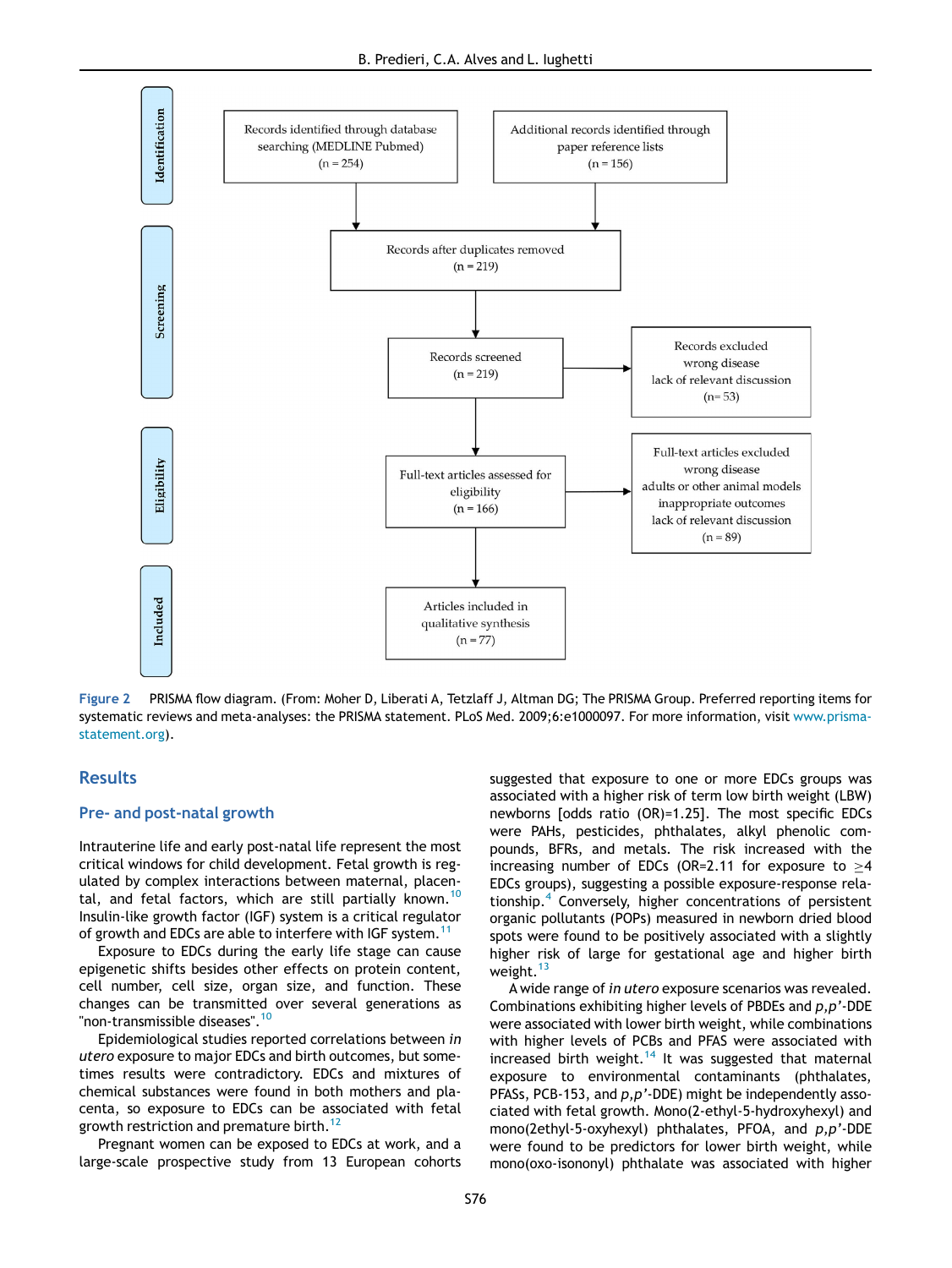**Identification**

Records identified through database searching (MEDLINE Pubmed) (n = 254)

Additional records identified through paper reference lists (n = 156)

**Screening**

Records after duplicates removed (n = 219)

Records screened (n = 219)

Records excluded: wrong disease; lack of relevant discussion (n= 53)

**Eligibility**

Full-text articles assessed for eligibility (n = 166)

Full-text articles excluded: wrong disease; adults or other animal models; inappropriate outcomes; lack of relevant discussion (n = 89)

**Included**

Articles included in qualitative synthesis (n = 77)

Figure 2 PRISMA flow diagram. (From: Moher D, Liberati A, Tetzlaff J, Altman DG; The PRISMA Group. Preferred reporting items for systematic reviews and meta-analyses: the PRISMA statement. PLoS Med. 2009;6:e1000097. For more information, visit www.prisma-statement.org).

## Results

### Pre- and post-natal growth

Intrauterine life and early post-natal life represent the most critical windows for child development. Fetal growth is regulated by complex interactions between maternal, placental, and fetal factors, which are still partially known.[10] Insulin-like growth factor (IGF) system is a critical regulator of growth and EDCs are able to interfere with IGF system.[11]

Exposure to EDCs during the early life stage can cause epigenetic shifts besides other effects on protein content, cell number, cell size, organ size, and function. These changes can be transmitted over several generations as "non-transmissible diseases".[10]

Epidemiological studies reported correlations between *in utero* exposure to major EDCs and birth outcomes, but sometimes results were contradictory. EDCs and mixtures of chemical substances were found in both mothers and placenta, so exposure to EDCs can be associated with fetal growth restriction and premature birth.[12]

Pregnant women can be exposed to EDCs at work, and a large-scale prospective study from 13 European cohorts suggested that exposure to one or more EDCs groups was associated with a higher risk of term low birth weight (LBW) newborns [odds ratio (OR)=1.25]. The most specific EDCs were PAHs, pesticides, phthalates, alkyl phenolic compounds, BFRs, and metals. The risk increased with the increasing number of EDCs (OR=2.11 for exposure to $\geq$4 EDCs groups), suggesting a possible exposure-response relationship.[4] Conversely, higher concentrations of persistent organic pollutants (POPs) measured in newborn dried blood spots were found to be positively associated with a slightly higher risk of large for gestational age and higher birth weight.[13]

A wide range of *in utero* exposure scenarios was revealed. Combinations exhibiting higher levels of PBDEs and *p,p'*-DDE were associated with lower birth weight, while combinations with higher levels of PCBs and PFAS were associated with increased birth weight.[14] It was suggested that maternal exposure to environmental contaminants (phthalates, PFASs, PCB-153, and *p,p'*-DDE) might be independently associated with fetal growth. Mono(2-ethyl-5-hydroxyhexyl) and mono(2ethyl-5-oxyhexyl) phthalates, PFOA, and *p,p'*-DDE were found to be predictors for lower birth weight, while mono(oxo-isononyl) phthalate was associated with higher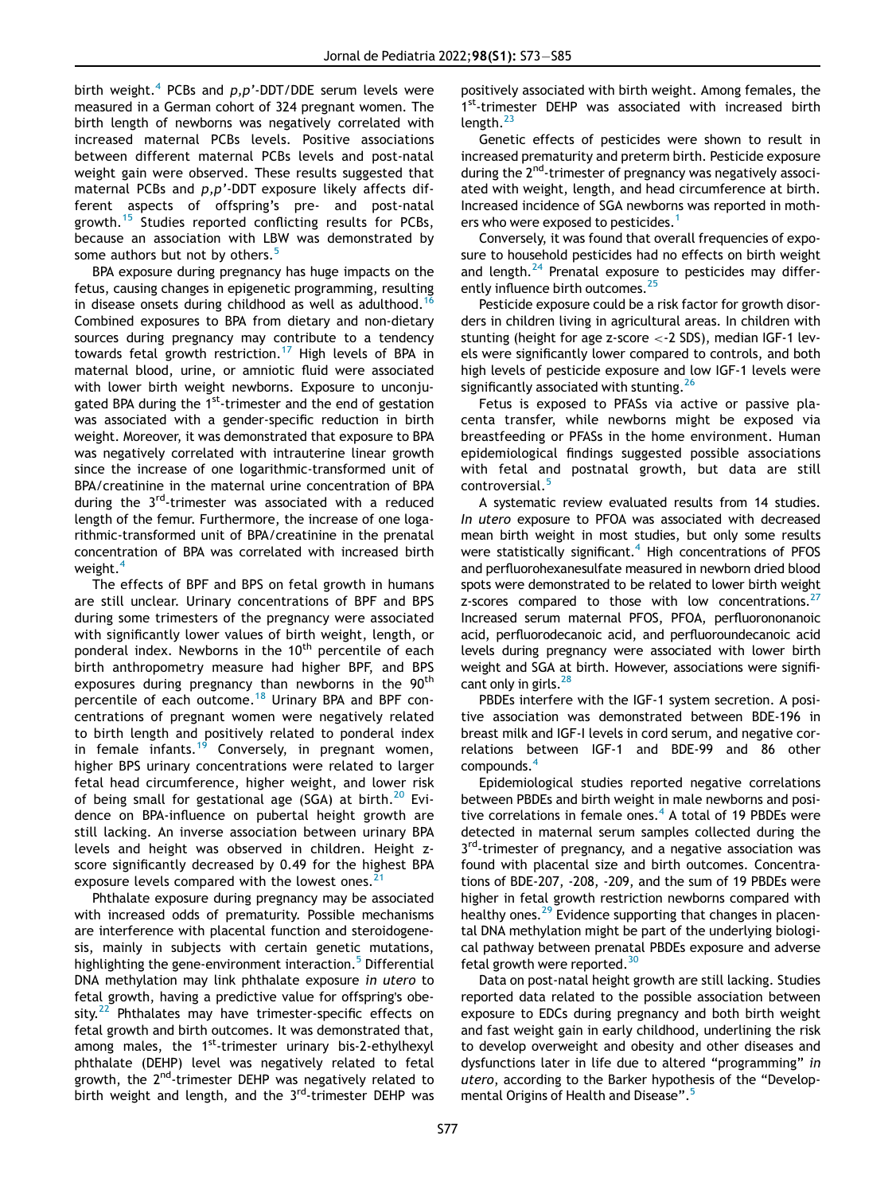birth weight.[4] PCBs and *p,p'*-DDT/DDE serum levels were measured in a German cohort of 324 pregnant women. The birth length of newborns was negatively correlated with increased maternal PCBs levels. Positive associations between different maternal PCBs levels and post-natal weight gain were observed. These results suggested that maternal PCBs and *p,p'*-DDT exposure likely affects different aspects of offspring's pre- and post-natal growth.[15] Studies reported conflicting results for PCBs, because an association with LBW was demonstrated by some authors but not by others.[5]

BPA exposure during pregnancy has huge impacts on the fetus, causing changes in epigenetic programming, resulting in disease onsets during childhood as well as adulthood.[16] Combined exposures to BPA from dietary and non-dietary sources during pregnancy may contribute to a tendency towards fetal growth restriction.[17] High levels of BPA in maternal blood, urine, or amniotic fluid were associated with lower birth weight newborns. Exposure to unconjugated BPA during the 1st-trimester and the end of gestation was associated with a gender-specific reduction in birth weight. Moreover, it was demonstrated that exposure to BPA was negatively correlated with intrauterine linear growth since the increase of one logarithmic-transformed unit of BPA/creatinine in the maternal urine concentration of BPA during the 3rd-trimester was associated with a reduced length of the femur. Furthermore, the increase of one logarithmic-transformed unit of BPA/creatinine in the prenatal concentration of BPA was correlated with increased birth weight.[4]

The effects of BPF and BPS on fetal growth in humans are still unclear. Urinary concentrations of BPF and BPS during some trimesters of the pregnancy were associated with significantly lower values of birth weight, length, or ponderal index. Newborns in the 10th percentile of each birth anthropometry measure had higher BPF, and BPS exposures during pregnancy than newborns in the 90th percentile of each outcome.[18] Urinary BPA and BPF concentrations of pregnant women were negatively related to birth length and positively related to ponderal index in female infants.[19] Conversely, in pregnant women, higher BPS urinary concentrations were related to larger fetal head circumference, higher weight, and lower risk of being small for gestational age (SGA) at birth.[20] Evidence on BPA-influence on pubertal height growth are still lacking. An inverse association between urinary BPA levels and height was observed in children. Height z-score significantly decreased by 0.49 for the highest BPA exposure levels compared with the lowest ones.[21]

Phthalate exposure during pregnancy may be associated with increased odds of prematurity. Possible mechanisms are interference with placental function and steroidogenesis, mainly in subjects with certain genetic mutations, highlighting the gene-environment interaction.[5] Differential DNA methylation may link phthalate exposure *in utero* to fetal growth, having a predictive value for offspring's obesity.[22] Phthalates may have trimester-specific effects on fetal growth and birth outcomes. It was demonstrated that, among males, the 1st-trimester urinary bis-2-ethylhexyl phthalate (DEHP) level was negatively related to fetal growth, the 2nd-trimester DEHP was negatively related to birth weight and length, and the 3rd-trimester DEHP was positively associated with birth weight. Among females, the 1st-trimester DEHP was associated with increased birth length.[23]

Genetic effects of pesticides were shown to result in increased prematurity and preterm birth. Pesticide exposure during the 2nd-trimester of pregnancy was negatively associated with weight, length, and head circumference at birth. Increased incidence of SGA newborns was reported in mothers who were exposed to pesticides.[1]

Conversely, it was found that overall frequencies of exposure to household pesticides had no effects on birth weight and length.[24] Prenatal exposure to pesticides may differently influence birth outcomes.[25]

Pesticide exposure could be a risk factor for growth disorders in children living in agricultural areas. In children with stunting (height for age z-score <-2 SDS), median IGF-1 levels were significantly lower compared to controls, and both high levels of pesticide exposure and low IGF-1 levels were significantly associated with stunting.[26]

Fetus is exposed to PFASs via active or passive placenta transfer, while newborns might be exposed via breastfeeding or PFASs in the home environment. Human epidemiological findings suggested possible associations with fetal and postnatal growth, but data are still controversial.[5]

A systematic review evaluated results from 14 studies. *In utero* exposure to PFOA was associated with decreased mean birth weight in most studies, but only some results were statistically significant.[4] High concentrations of PFOS and perfluorohexanesulfate measured in newborn dried blood spots were demonstrated to be related to lower birth weight z-scores compared to those with low concentrations.[27] Increased serum maternal PFOS, PFOA, perfluorononanoic acid, perfluorodecanoic acid, and perfluoroundecanoic acid levels during pregnancy were associated with lower birth weight and SGA at birth. However, associations were significant only in girls.[28]

PBDEs interfere with the IGF-1 system secretion. A positive association was demonstrated between BDE-196 in breast milk and IGF-I levels in cord serum, and negative correlations between IGF-1 and BDE-99 and 86 other compounds.[4]

Epidemiological studies reported negative correlations between PBDEs and birth weight in male newborns and positive correlations in female ones.[4] A total of 19 PBDEs were detected in maternal serum samples collected during the 3rd-trimester of pregnancy, and a negative association was found with placental size and birth outcomes. Concentrations of BDE-207, -208, -209, and the sum of 19 PBDEs were higher in fetal growth restriction newborns compared with healthy ones.[29] Evidence supporting that changes in placental DNA methylation might be part of the underlying biological pathway between prenatal PBDEs exposure and adverse fetal growth were reported.[30]

Data on post-natal height growth are still lacking. Studies reported data related to the possible association between exposure to EDCs during pregnancy and both birth weight and fast weight gain in early childhood, underlining the risk to develop overweight and obesity and other diseases and dysfunctions later in life due to altered "programming" *in utero*, according to the Barker hypothesis of the "Developmental Origins of Health and Disease".[5]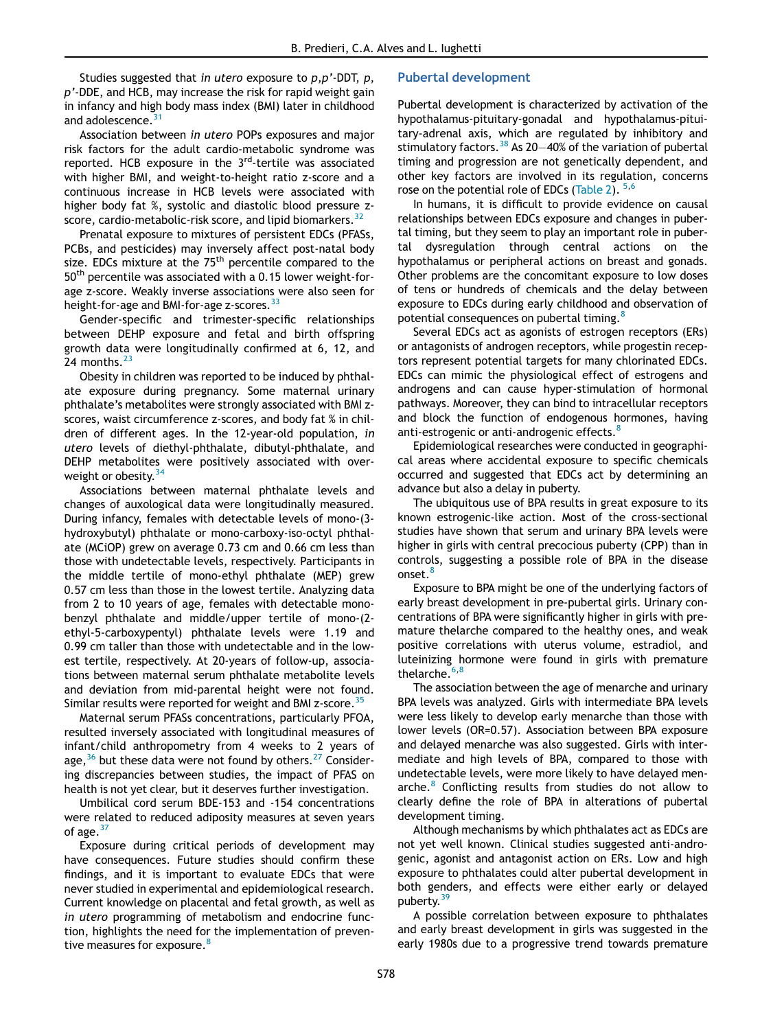Studies suggested that *in utero* exposure to *p,p'*-DDT, *p, p'*-DDE, and HCB, may increase the risk for rapid weight gain in infancy and high body mass index (BMI) later in childhood and adolescence.[31]

Association between *in utero* POPs exposures and major risk factors for the adult cardio-metabolic syndrome was reported. HCB exposure in the 3rd-tertile was associated with higher BMI, and weight-to-height ratio z-score and a continuous increase in HCB levels were associated with higher body fat %, systolic and diastolic blood pressure z-score, cardio-metabolic-risk score, and lipid biomarkers.[32]

Prenatal exposure to mixtures of persistent EDCs (PFASs, PCBs, and pesticides) may inversely affect post-natal body size. EDCs mixture at the 75th percentile compared to the 50th percentile was associated with a 0.15 lower weight-for-age z-score. Weakly inverse associations were also seen for height-for-age and BMI-for-age z-scores.[33]

Gender-specific and trimester-specific relationships between DEHP exposure and fetal and birth offspring growth data were longitudinally confirmed at 6, 12, and 24 months.[23]

Obesity in children was reported to be induced by phthalate exposure during pregnancy. Some maternal urinary phthalate's metabolites were strongly associated with BMI z-scores, waist circumference z-scores, and body fat % in children of different ages. In the 12-year-old population, *in utero* levels of diethyl-phthalate, dibutyl-phthalate, and DEHP metabolites were positively associated with overweight or obesity.[34]

Associations between maternal phthalate levels and changes of auxological data were longitudinally measured. During infancy, females with detectable levels of mono-(3-hydroxybutyl) phthalate or mono-carboxy-iso-octyl phthalate (MCiOP) grew on average 0.73 cm and 0.66 cm less than those with undetectable levels, respectively. Participants in the middle tertile of mono-ethyl phthalate (MEP) grew 0.57 cm less than those in the lowest tertile. Analyzing data from 2 to 10 years of age, females with detectable mono-benzyl phthalate and middle/upper tertile of mono-(2-ethyl-5-carboxypentyl) phthalate levels were 1.19 and 0.99 cm taller than those with undetectable and in the lowest tertile, respectively. At 20-years of follow-up, associations between maternal serum phthalate metabolite levels and deviation from mid-parental height were not found. Similar results were reported for weight and BMI z-score.[35]

Maternal serum PFASs concentrations, particularly PFOA, resulted inversely associated with longitudinal measures of infant/child anthropometry from 4 weeks to 2 years of age,[36] but these data were not found by others.[27] Considering discrepancies between studies, the impact of PFAS on health is not yet clear, but it deserves further investigation.

Umbilical cord serum BDE-153 and -154 concentrations were related to reduced adiposity measures at seven years of age.[37]

Exposure during critical periods of development may have consequences. Future studies should confirm these findings, and it is important to evaluate EDCs that were never studied in experimental and epidemiological research. Current knowledge on placental and fetal growth, as well as *in utero* programming of metabolism and endocrine function, highlights the need for the implementation of preventive measures for exposure.[8]

## Pubertal development

Pubertal development is characterized by activation of the hypothalamus-pituitary-gonadal and hypothalamus-pituitary-adrenal axis, which are regulated by inhibitory and stimulatory factors.[38] As 20–40% of the variation of pubertal timing and progression are not genetically dependent, and other key factors are involved in its regulation, concerns rose on the potential role of EDCs (Table 2).[5,6]

In humans, it is difficult to provide evidence on causal relationships between EDCs exposure and changes in pubertal timing, but they seem to play an important role in pubertal dysregulation through central actions on the hypothalamus or peripheral actions on breast and gonads. Other problems are the concomitant exposure to low doses of tens or hundreds of chemicals and the delay between exposure to EDCs during early childhood and observation of potential consequences on pubertal timing.[8]

Several EDCs act as agonists of estrogen receptors (ERs) or antagonists of androgen receptors, while progestin receptors represent potential targets for many chlorinated EDCs. EDCs can mimic the physiological effect of estrogens and androgens and can cause hyper-stimulation of hormonal pathways. Moreover, they can bind to intracellular receptors and block the function of endogenous hormones, having anti-estrogenic or anti-androgenic effects.[8]

Epidemiological researches were conducted in geographical areas where accidental exposure to specific chemicals occurred and suggested that EDCs act by determining an advance but also a delay in puberty.

The ubiquitous use of BPA results in great exposure to its known estrogenic-like action. Most of the cross-sectional studies have shown that serum and urinary BPA levels were higher in girls with central precocious puberty (CPP) than in controls, suggesting a possible role of BPA in the disease onset.[8]

Exposure to BPA might be one of the underlying factors of early breast development in pre-pubertal girls. Urinary concentrations of BPA were significantly higher in girls with premature thelarche compared to the healthy ones, and weak positive correlations with uterus volume, estradiol, and luteinizing hormone were found in girls with premature thelarche.[6,8]

The association between the age of menarche and urinary BPA levels was analyzed. Girls with intermediate BPA levels were less likely to develop early menarche than those with lower levels (OR=0.57). Association between BPA exposure and delayed menarche was also suggested. Girls with intermediate and high levels of BPA, compared to those with undetectable levels, were more likely to have delayed menarche.[8] Conflicting results from studies do not allow to clearly define the role of BPA in alterations of pubertal development timing.

Although mechanisms by which phthalates act as EDCs are not yet well known. Clinical studies suggested anti-androgenic, agonist and antagonist action on ERs. Low and high exposure to phthalates could alter pubertal development in both genders, and effects were either early or delayed puberty.[39]

A possible correlation between exposure to phthalates and early breast development in girls was suggested in the early 1980s due to a progressive trend towards premature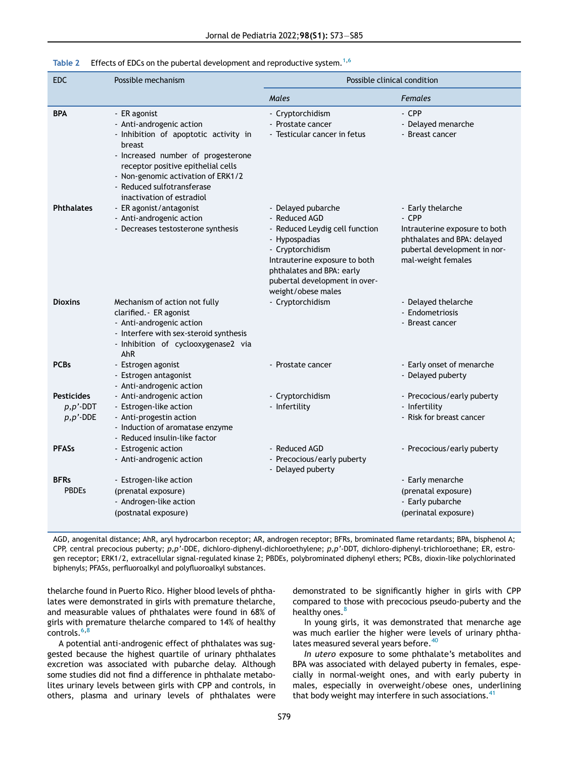**Table 2** Effects of EDCs on the pubertal development and reproductive system.[1,6]

| EDC | Possible mechanism | Possible clinical condition | |
|---|---|---|---|
| | | *Males* | *Females* |
| **BPA** | - ER agonist<br>- Anti-androgenic action<br>- Inhibition of apoptotic activity in breast<br>- Increased number of progesterone receptor positive epithelial cells<br>- Non-genomic activation of ERK1/2<br>- Reduced sulfotransferase inactivation of estradiol | - Cryptorchidism<br>- Prostate cancer<br>- Testicular cancer in fetus | - CPP<br>- Delayed menarche<br>- Breast cancer |
| **Phthalates** | - ER agonist/antagonist<br>- Anti-androgenic action<br>- Decreases testosterone synthesis | - Delayed pubarche<br>- Reduced AGD<br>- Reduced Leydig cell function<br>- Hypospadias<br>- Cryptorchidism<br>Intrauterine exposure to both phthalates and BPA: early pubertal development in overweight/obese males | - Early thelarche<br>- CPP<br>Intrauterine exposure to both phthalates and BPA: delayed pubertal development in normal-weight females |
| **Dioxins** | Mechanism of action not fully clarified.- ER agonist<br>- Anti-androgenic action<br>- Interfere with sex-steroid synthesis<br>- Inhibition of cyclooxygenase2 via AhR | - Cryptorchidism | - Delayed thelarche<br>- Endometriosis<br>- Breast cancer |
| **PCBs** | - Estrogen agonist<br>- Estrogen antagonist<br>- Anti-androgenic action | - Prostate cancer | - Early onset of menarche<br>- Delayed puberty |
| **Pesticides**<br>*p,p'*-DDT<br>*p,p'*-DDE | - Anti-androgenic action<br>- Estrogen-like action<br>- Anti-progestin action<br>- Induction of aromatase enzyme<br>- Reduced insulin-like factor | - Cryptorchidism<br>- Infertility | - Precocious/early puberty<br>- Infertility<br>- Risk for breast cancer |
| **PFASs** | - Estrogenic action<br>- Anti-androgenic action | - Reduced AGD<br>- Precocious/early puberty<br>- Delayed puberty | - Precocious/early puberty |
| **BFRs**<br>PBDEs | - Estrogen-like action (prenatal exposure)<br>- Androgen-like action (postnatal exposure) | | - Early menarche (prenatal exposure)<br>- Early pubarche (perinatal exposure) |

AGD, anogenital distance; AhR, aryl hydrocarbon receptor; AR, androgen receptor; BFRs, brominated flame retardants; BPA, bisphenol A; CPP, central precocious puberty; *p,p'*-DDE, dichloro-diphenyl-dichloroethylene; *p,p'*-DDT, dichloro-diphenyl-trichloroethane; ER, estrogen receptor; ERK1/2, extracellular signal-regulated kinase 2; PBDEs, polybrominated diphenyl ethers; PCBs, dioxin-like polychlorinated biphenyls; PFASs, perfluoroalkyl and polyfluoroalkyl substances.

thelarche found in Puerto Rico. Higher blood levels of phthalates were demonstrated in girls with premature thelarche, and measurable values of phthalates were found in 68% of girls with premature thelarche compared to 14% of healthy controls.[6,8]

A potential anti-androgenic effect of phthalates was suggested because the highest quartile of urinary phthalates excretion was associated with pubarche delay. Although some studies did not find a difference in phthalate metabolites urinary levels between girls with CPP and controls, in others, plasma and urinary levels of phthalates were demonstrated to be significantly higher in girls with CPP compared to those with precocious pseudo-puberty and the healthy ones.[8]

In young girls, it was demonstrated that menarche age was much earlier the higher were levels of urinary phthalates measured several years before.[40]

*In utero* exposure to some phthalate's metabolites and BPA was associated with delayed puberty in females, especially in normal-weight ones, and with early puberty in males, especially in overweight/obese ones, underlining that body weight may interfere in such associations.[41]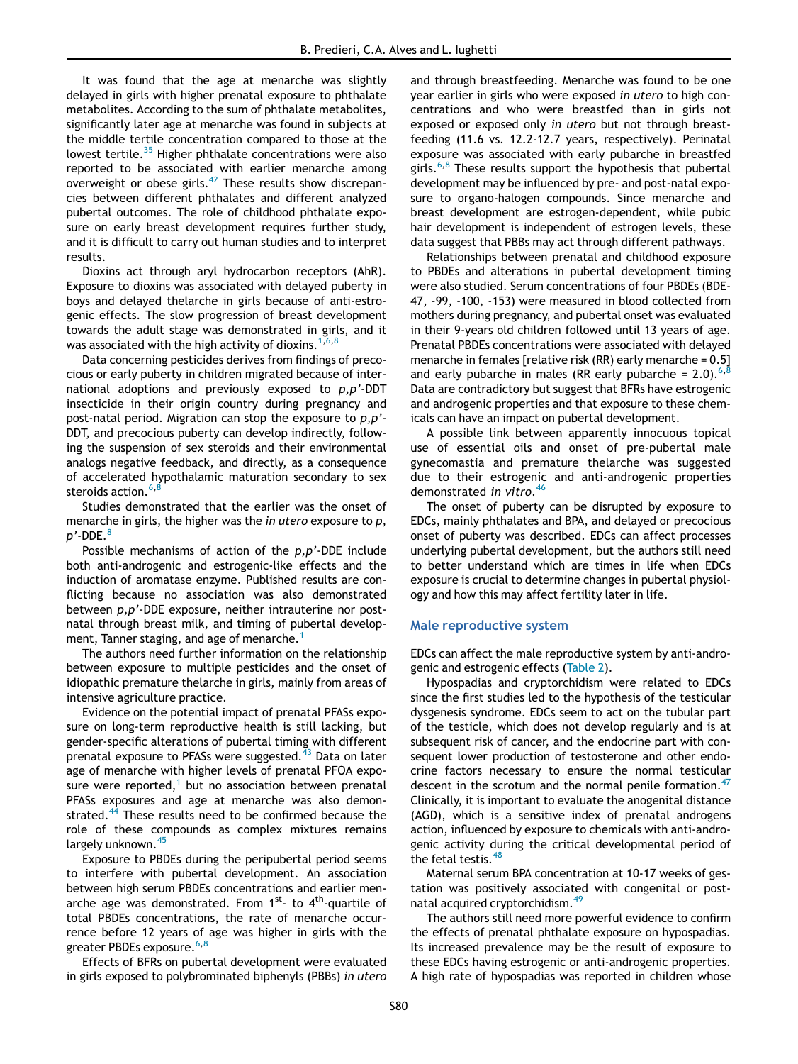It was found that the age at menarche was slightly delayed in girls with higher prenatal exposure to phthalate metabolites. According to the sum of phthalate metabolites, significantly later age at menarche was found in subjects at the middle tertile concentration compared to those at the lowest tertile.[35] Higher phthalate concentrations were also reported to be associated with earlier menarche among overweight or obese girls.[42] These results show discrepancies between different phthalates and different analyzed pubertal outcomes. The role of childhood phthalate exposure on early breast development requires further study, and it is difficult to carry out human studies and to interpret results.

Dioxins act through aryl hydrocarbon receptors (AhR). Exposure to dioxins was associated with delayed puberty in boys and delayed thelarche in girls because of anti-estrogenic effects. The slow progression of breast development towards the adult stage was demonstrated in girls, and it was associated with the high activity of dioxins.[1,6,8]

Data concerning pesticides derives from findings of precocious or early puberty in children migrated because of international adoptions and previously exposed to *p,p'*-DDT insecticide in their origin country during pregnancy and post-natal period. Migration can stop the exposure to *p,p'*-DDT, and precocious puberty can develop indirectly, following the suspension of sex steroids and their environmental analogs negative feedback, and directly, as a consequence of accelerated hypothalamic maturation secondary to sex steroids action.[6,8]

Studies demonstrated that the earlier was the onset of menarche in girls, the higher was the *in utero* exposure to *p, p'*-DDE.[8]

Possible mechanisms of action of the *p,p'*-DDE include both anti-androgenic and estrogenic-like effects and the induction of aromatase enzyme. Published results are conflicting because no association was also demonstrated between *p,p'*-DDE exposure, neither intrauterine nor postnatal through breast milk, and timing of pubertal development, Tanner staging, and age of menarche.[1]

The authors need further information on the relationship between exposure to multiple pesticides and the onset of idiopathic premature thelarche in girls, mainly from areas of intensive agriculture practice.

Evidence on the potential impact of prenatal PFASs exposure on long-term reproductive health is still lacking, but gender-specific alterations of pubertal timing with different prenatal exposure to PFASs were suggested.[43] Data on later age of menarche with higher levels of prenatal PFOA exposure were reported,[1] but no association between prenatal PFASs exposures and age at menarche was also demonstrated.[44] These results need to be confirmed because the role of these compounds as complex mixtures remains largely unknown.[45]

Exposure to PBDEs during the peripubertal period seems to interfere with pubertal development. An association between high serum PBDEs concentrations and earlier menarche age was demonstrated. From 1st- to 4th-quartile of total PBDEs concentrations, the rate of menarche occurrence before 12 years of age was higher in girls with the greater PBDEs exposure.[6,8]

Effects of BFRs on pubertal development were evaluated in girls exposed to polybrominated biphenyls (PBBs) *in utero* and through breastfeeding. Menarche was found to be one year earlier in girls who were exposed *in utero* to high concentrations and who were breastfed than in girls not exposed or exposed only *in utero* but not through breastfeeding (11.6 vs. 12.2-12.7 years, respectively). Perinatal exposure was associated with early pubarche in breastfed girls.[6,8] These results support the hypothesis that pubertal development may be influenced by pre- and post-natal exposure to organo-halogen compounds. Since menarche and breast development are estrogen-dependent, while pubic hair development is independent of estrogen levels, these data suggest that PBBs may act through different pathways.

Relationships between prenatal and childhood exposure to PBDEs and alterations in pubertal development timing were also studied. Serum concentrations of four PBDEs (BDE-47, -99, -100, -153) were measured in blood collected from mothers during pregnancy, and pubertal onset was evaluated in their 9-years old children followed until 13 years of age. Prenatal PBDEs concentrations were associated with delayed menarche in females [relative risk (RR) early menarche = 0.5] and early pubarche in males (RR early pubarche = 2.0).[6,8] Data are contradictory but suggest that BFRs have estrogenic and androgenic properties and that exposure to these chemicals can have an impact on pubertal development.

A possible link between apparently innocuous topical use of essential oils and onset of pre-pubertal male gynecomastia and premature thelarche was suggested due to their estrogenic and anti-androgenic properties demonstrated *in vitro*.[46]

The onset of puberty can be disrupted by exposure to EDCs, mainly phthalates and BPA, and delayed or precocious onset of puberty was described. EDCs can affect processes underlying pubertal development, but the authors still need to better understand which are times in life when EDCs exposure is crucial to determine changes in pubertal physiology and how this may affect fertility later in life.

## Male reproductive system

EDCs can affect the male reproductive system by anti-androgenic and estrogenic effects (Table 2).

Hypospadias and cryptorchidism were related to EDCs since the first studies led to the hypothesis of the testicular dysgenesis syndrome. EDCs seem to act on the tubular part of the testicle, which does not develop regularly and is at subsequent risk of cancer, and the endocrine part with consequent lower production of testosterone and other endocrine factors necessary to ensure the normal testicular descent in the scrotum and the normal penile formation.[47] Clinically, it is important to evaluate the anogenital distance (AGD), which is a sensitive index of prenatal androgens action, influenced by exposure to chemicals with anti-androgenic activity during the critical developmental period of the fetal testis.[48]

Maternal serum BPA concentration at 10-17 weeks of gestation was positively associated with congenital or post-natal acquired cryptorchidism.[49]

The authors still need more powerful evidence to confirm the effects of prenatal phthalate exposure on hypospadias. Its increased prevalence may be the result of exposure to these EDCs having estrogenic or anti-androgenic properties. A high rate of hypospadias was reported in children whose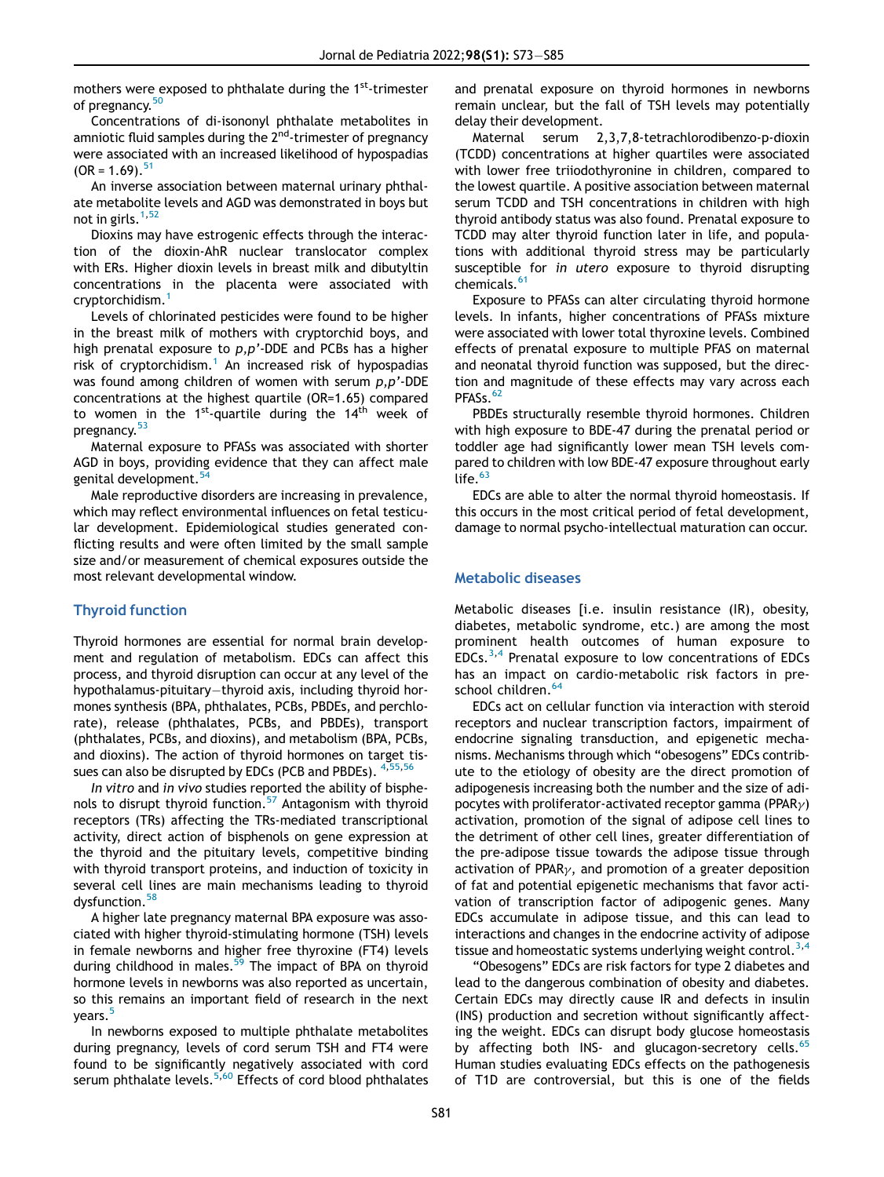mothers were exposed to phthalate during the 1st-trimester of pregnancy.[50]

Concentrations of di-isononyl phthalate metabolites in amniotic fluid samples during the 2nd-trimester of pregnancy were associated with an increased likelihood of hypospadias (OR = 1.69).[51]

An inverse association between maternal urinary phthalate metabolite levels and AGD was demonstrated in boys but not in girls.[1,52]

Dioxins may have estrogenic effects through the interaction of the dioxin-AhR nuclear translocator complex with ERs. Higher dioxin levels in breast milk and dibutyltin concentrations in the placenta were associated with cryptorchidism.[1]

Levels of chlorinated pesticides were found to be higher in the breast milk of mothers with cryptorchid boys, and high prenatal exposure to *p,p'*-DDE and PCBs has a higher risk of cryptorchidism.[1] An increased risk of hypospadias was found among children of women with serum *p,p'*-DDE concentrations at the highest quartile (OR=1.65) compared to women in the 1st-quartile during the 14th week of pregnancy.[53]

Maternal exposure to PFASs was associated with shorter AGD in boys, providing evidence that they can affect male genital development.[54]

Male reproductive disorders are increasing in prevalence, which may reflect environmental influences on fetal testicular development. Epidemiological studies generated conflicting results and were often limited by the small sample size and/or measurement of chemical exposures outside the most relevant developmental window.

## Thyroid function

Thyroid hormones are essential for normal brain development and regulation of metabolism. EDCs can affect this process, and thyroid disruption can occur at any level of the hypothalamus-pituitary–thyroid axis, including thyroid hormones synthesis (BPA, phthalates, PCBs, PBDEs, and perchlorate), release (phthalates, PCBs, and PBDEs), transport (phthalates, PCBs, and dioxins), and metabolism (BPA, PCBs, and dioxins). The action of thyroid hormones on target tissues can also be disrupted by EDCs (PCB and PBDEs).[4,55,56]

*In vitro* and *in vivo* studies reported the ability of bisphenols to disrupt thyroid function.[57] Antagonism with thyroid receptors (TRs) affecting the TRs-mediated transcriptional activity, direct action of bisphenols on gene expression at the thyroid and the pituitary levels, competitive binding with thyroid transport proteins, and induction of toxicity in several cell lines are main mechanisms leading to thyroid dysfunction.[58]

A higher late pregnancy maternal BPA exposure was associated with higher thyroid-stimulating hormone (TSH) levels in female newborns and higher free thyroxine (FT4) levels during childhood in males.[59] The impact of BPA on thyroid hormone levels in newborns was also reported as uncertain, so this remains an important field of research in the next years.[5]

In newborns exposed to multiple phthalate metabolites during pregnancy, levels of cord serum TSH and FT4 were found to be significantly negatively associated with cord serum phthalate levels.[5,60] Effects of cord blood phthalates and prenatal exposure on thyroid hormones in newborns remain unclear, but the fall of TSH levels may potentially delay their development.

Maternal serum 2,3,7,8-tetrachlorodibenzo-p-dioxin (TCDD) concentrations at higher quartiles were associated with lower free triiodothyronine in children, compared to the lowest quartile. A positive association between maternal serum TCDD and TSH concentrations in children with high thyroid antibody status was also found. Prenatal exposure to TCDD may alter thyroid function later in life, and populations with additional thyroid stress may be particularly susceptible for *in utero* exposure to thyroid disrupting chemicals.[61]

Exposure to PFASs can alter circulating thyroid hormone levels. In infants, higher concentrations of PFASs mixture were associated with lower total thyroxine levels. Combined effects of prenatal exposure to multiple PFAS on maternal and neonatal thyroid function was supposed, but the direction and magnitude of these effects may vary across each PFASs.[62]

PBDEs structurally resemble thyroid hormones. Children with high exposure to BDE-47 during the prenatal period or toddler age had significantly lower mean TSH levels compared to children with low BDE-47 exposure throughout early life.[63]

EDCs are able to alter the normal thyroid homeostasis. If this occurs in the most critical period of fetal development, damage to normal psycho-intellectual maturation can occur.

## Metabolic diseases

Metabolic diseases [i.e. insulin resistance (IR), obesity, diabetes, metabolic syndrome, etc.) are among the most prominent health outcomes of human exposure to EDCs.[3,4] Prenatal exposure to low concentrations of EDCs has an impact on cardio-metabolic risk factors in preschool children.[64]

EDCs act on cellular function via interaction with steroid receptors and nuclear transcription factors, impairment of endocrine signaling transduction, and epigenetic mechanisms. Mechanisms through which "obesogens" EDCs contribute to the etiology of obesity are the direct promotion of adipogenesis increasing both the number and the size of adipocytes with proliferator-activated receptor gamma (PPAR$\gamma$) activation, promotion of the signal of adipose cell lines to the detriment of other cell lines, greater differentiation of the pre-adipose tissue towards the adipose tissue through activation of PPAR$\gamma$, and promotion of a greater deposition of fat and potential epigenetic mechanisms that favor activation of transcription factor of adipogenic genes. Many EDCs accumulate in adipose tissue, and this can lead to interactions and changes in the endocrine activity of adipose tissue and homeostatic systems underlying weight control.[3,4]

"Obesogens" EDCs are risk factors for type 2 diabetes and lead to the dangerous combination of obesity and diabetes. Certain EDCs may directly cause IR and defects in insulin (INS) production and secretion without significantly affecting the weight. EDCs can disrupt body glucose homeostasis by affecting both INS- and glucagon-secretory cells.[65] Human studies evaluating EDCs effects on the pathogenesis of T1D are controversial, but this is one of the fields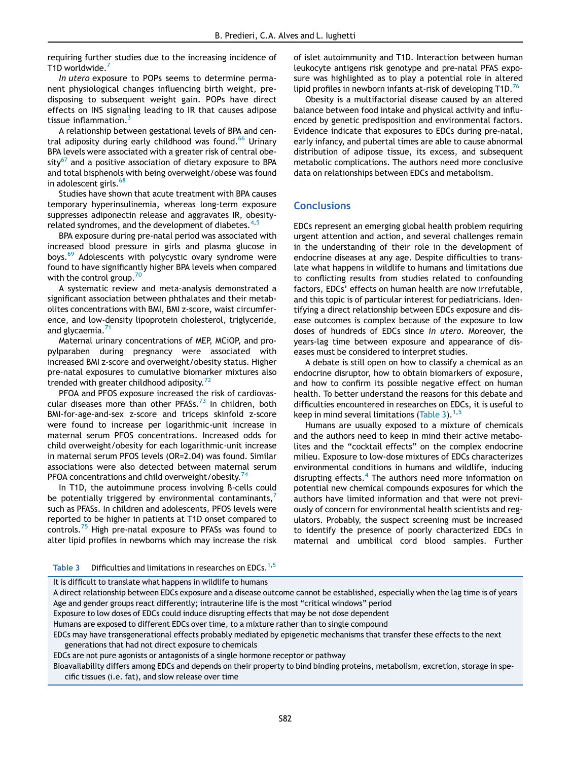requiring further studies due to the increasing incidence of T1D worldwide.[7]

*In utero* exposure to POPs seems to determine permanent physiological changes influencing birth weight, predisposing to subsequent weight gain. POPs have direct effects on INS signaling leading to IR that causes adipose tissue inflammation.[3]

A relationship between gestational levels of BPA and central adiposity during early childhood was found.[66] Urinary BPA levels were associated with a greater risk of central obesity[67] and a positive association of dietary exposure to BPA and total bisphenols with being overweight/obese was found in adolescent girls.[68]

Studies have shown that acute treatment with BPA causes temporary hyperinsulinemia, whereas long-term exposure suppresses adiponectin release and aggravates IR, obesity-related syndromes, and the development of diabetes.[4,5]

BPA exposure during pre-natal period was associated with increased blood pressure in girls and plasma glucose in boys.[69] Adolescents with polycystic ovary syndrome were found to have significantly higher BPA levels when compared with the control group.[70]

A systematic review and meta-analysis demonstrated a significant association between phthalates and their metabolites concentrations with BMI, BMI z-score, waist circumference, and low-density lipoprotein cholesterol, triglyceride, and glycaemia.[71]

Maternal urinary concentrations of MEP, MCiOP, and propylparaben during pregnancy were associated with increased BMI z-score and overweight/obesity status. Higher pre-natal exposures to cumulative biomarker mixtures also trended with greater childhood adiposity.[72]

PFOA and PFOS exposure increased the risk of cardiovascular diseases more than other PFASs.[73] In children, both BMI-for-age-and-sex z-score and triceps skinfold z-score were found to increase per logarithmic-unit increase in maternal serum PFOS concentrations. Increased odds for child overweight/obesity for each logarithmic-unit increase in maternal serum PFOS levels (OR=2.04) was found. Similar associations were also detected between maternal serum PFOA concentrations and child overweight/obesity.[74]

In T1D, the autoimmune process involving ß-cells could be potentially triggered by environmental contaminants,[7] such as PFASs. In children and adolescents, PFOS levels were reported to be higher in patients at T1D onset compared to controls.[75] High pre-natal exposure to PFASs was found to alter lipid profiles in newborns which may increase the risk of islet autoimmunity and T1D. Interaction between human leukocyte antigens risk genotype and pre-natal PFAS exposure was highlighted as to play a potential role in altered lipid profiles in newborn infants at-risk of developing T1D.[76]

Obesity is a multifactorial disease caused by an altered balance between food intake and physical activity and influenced by genetic predisposition and environmental factors. Evidence indicate that exposures to EDCs during pre-natal, early infancy, and pubertal times are able to cause abnormal distribution of adipose tissue, its excess, and subsequent metabolic complications. The authors need more conclusive data on relationships between EDCs and metabolism.

## Conclusions

EDCs represent an emerging global health problem requiring urgent attention and action, and several challenges remain in the understanding of their role in the development of endocrine diseases at any age. Despite difficulties to translate what happens in wildlife to humans and limitations due to conflicting results from studies related to confounding factors, EDCs' effects on human health are now irrefutable, and this topic is of particular interest for pediatricians. Identifying a direct relationship between EDCs exposure and disease outcomes is complex because of the exposure to low doses of hundreds of EDCs since *in utero*. Moreover, the years-lag time between exposure and appearance of diseases must be considered to interpret studies.

A debate is still open on how to classify a chemical as an endocrine disruptor, how to obtain biomarkers of exposure, and how to confirm its possible negative effect on human health. To better understand the reasons for this debate and difficulties encountered in researches on EDCs, it is useful to keep in mind several limitations (Table 3).[1,5]

Humans are usually exposed to a mixture of chemicals and the authors need to keep in mind their active metabolites and the "cocktail effects" on the complex endocrine milieu. Exposure to low-dose mixtures of EDCs characterizes environmental conditions in humans and wildlife, inducing disrupting effects.[4] The authors need more information on potential new chemical compounds exposures for which the authors have limited information and that were not previously of concern for environmental health scientists and regulators. Probably, the suspect screening must be increased to identify the presence of poorly characterized EDCs in maternal and umbilical cord blood samples. Further

**Table 3** Difficulties and limitations in researches on EDCs.[1,5]

| |
|---|
| It is difficult to translate what happens in wildlife to humans |
| A direct relationship between EDCs exposure and a disease outcome cannot be established, especially when the lag time is of years |
| Age and gender groups react differently; intrauterine life is the most "critical windows" period |
| Exposure to low doses of EDCs could induce disrupting effects that may be not dose dependent |
| Humans are exposed to different EDCs over time, to a mixture rather than to single compound |
| EDCs may have transgenerational effects probably mediated by epigenetic mechanisms that transfer these effects to the next generations that had not direct exposure to chemicals |
| EDCs are not pure agonists or antagonists of a single hormone receptor or pathway |
| Bioavailability differs among EDCs and depends on their property to bind binding proteins, metabolism, excretion, storage in specific tissues (i.e. fat), and slow release over time |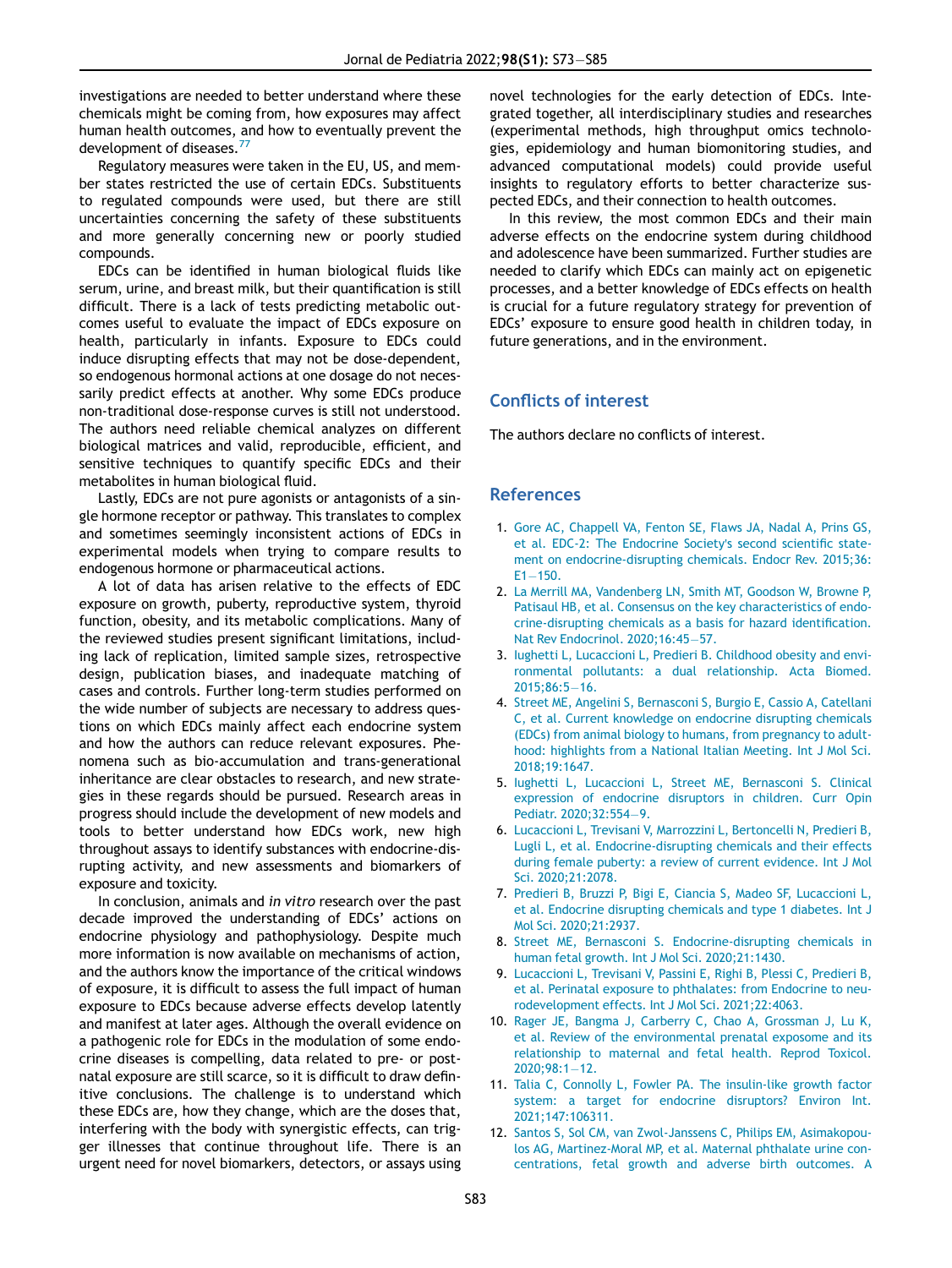investigations are needed to better understand where these chemicals might be coming from, how exposures may affect human health outcomes, and how to eventually prevent the development of diseases.[77]

Regulatory measures were taken in the EU, US, and member states restricted the use of certain EDCs. Substituents to regulated compounds were used, but there are still uncertainties concerning the safety of these substituents and more generally concerning new or poorly studied compounds.

EDCs can be identified in human biological fluids like serum, urine, and breast milk, but their quantification is still difficult. There is a lack of tests predicting metabolic outcomes useful to evaluate the impact of EDCs exposure on health, particularly in infants. Exposure to EDCs could induce disrupting effects that may not be dose-dependent, so endogenous hormonal actions at one dosage do not necessarily predict effects at another. Why some EDCs produce non-traditional dose-response curves is still not understood. The authors need reliable chemical analyzes on different biological matrices and valid, reproducible, efficient, and sensitive techniques to quantify specific EDCs and their metabolites in human biological fluid.

Lastly, EDCs are not pure agonists or antagonists of a single hormone receptor or pathway. This translates to complex and sometimes seemingly inconsistent actions of EDCs in experimental models when trying to compare results to endogenous hormone or pharmaceutical actions.

A lot of data has arisen relative to the effects of EDC exposure on growth, puberty, reproductive system, thyroid function, obesity, and its metabolic complications. Many of the reviewed studies present significant limitations, including lack of replication, limited sample sizes, retrospective design, publication biases, and inadequate matching of cases and controls. Further long-term studies performed on the wide number of subjects are necessary to address questions on which EDCs mainly affect each endocrine system and how the authors can reduce relevant exposures. Phenomena such as bio-accumulation and trans-generational inheritance are clear obstacles to research, and new strategies in these regards should be pursued. Research areas in progress should include the development of new models and tools to better understand how EDCs work, new high throughout assays to identify substances with endocrine-disrupting activity, and new assessments and biomarkers of exposure and toxicity.

In conclusion, animals and *in vitro* research over the past decade improved the understanding of EDCs' actions on endocrine physiology and pathophysiology. Despite much more information is now available on mechanisms of action, and the authors know the importance of the critical windows of exposure, it is difficult to assess the full impact of human exposure to EDCs because adverse effects develop latently and manifest at later ages. Although the overall evidence on a pathogenic role for EDCs in the modulation of some endocrine diseases is compelling, data related to pre- or postnatal exposure are still scarce, so it is difficult to draw definitive conclusions. The challenge is to understand which these EDCs are, how they change, which are the doses that, interfering with the body with synergistic effects, can trigger illnesses that continue throughout life. There is an urgent need for novel biomarkers, detectors, or assays using novel technologies for the early detection of EDCs. Integrated together, all interdisciplinary studies and researches (experimental methods, high throughput omics technologies, epidemiology and human biomonitoring studies, and advanced computational models) could provide useful insights to regulatory efforts to better characterize suspected EDCs, and their connection to health outcomes.

In this review, the most common EDCs and their main adverse effects on the endocrine system during childhood and adolescence have been summarized. Further studies are needed to clarify which EDCs can mainly act on epigenetic processes, and a better knowledge of EDCs effects on health is crucial for a future regulatory strategy for prevention of EDCs' exposure to ensure good health in children today, in future generations, and in the environment.

## Conflicts of interest

The authors declare no conflicts of interest.

## References

1. Gore AC, Chappell VA, Fenton SE, Flaws JA, Nadal A, Prins GS, et al. EDC-2: The Endocrine Society's second scientific statement on endocrine-disrupting chemicals. Endocr Rev. 2015;36: E1–150.
2. La Merrill MA, Vandenberg LN, Smith MT, Goodson W, Browne P, Patisaul HB, et al. Consensus on the key characteristics of endocrine-disrupting chemicals as a basis for hazard identification. Nat Rev Endocrinol. 2020;16:45–57.
3. Iughetti L, Lucaccioni L, Predieri B. Childhood obesity and environmental pollutants: a dual relationship. Acta Biomed. 2015;86:5–16.
4. Street ME, Angelini S, Bernasconi S, Burgio E, Cassio A, Catellani C, et al. Current knowledge on endocrine disrupting chemicals (EDCs) from animal biology to humans, from pregnancy to adulthood: highlights from a National Italian Meeting. Int J Mol Sci. 2018;19:1647.
5. Iughetti L, Lucaccioni L, Street ME, Bernasconi S. Clinical expression of endocrine disruptors in children. Curr Opin Pediatr. 2020;32:554–9.
6. Lucaccioni L, Trevisani V, Marrozzini L, Bertoncelli N, Predieri B, Lugli L, et al. Endocrine-disrupting chemicals and their effects during female puberty: a review of current evidence. Int J Mol Sci. 2020;21:2078.
7. Predieri B, Bruzzi P, Bigi E, Ciancia S, Madeo SF, Lucaccioni L, et al. Endocrine disrupting chemicals and type 1 diabetes. Int J Mol Sci. 2020;21:2937.
8. Street ME, Bernasconi S. Endocrine-disrupting chemicals in human fetal growth. Int J Mol Sci. 2020;21:1430.
9. Lucaccioni L, Trevisani V, Passini E, Righi B, Plessi C, Predieri B, et al. Perinatal exposure to phthalates: from Endocrine to neurodevelopment effects. Int J Mol Sci. 2021;22:4063.
10. Rager JE, Bangma J, Carberry C, Chao A, Grossman J, Lu K, et al. Review of the environmental prenatal exposome and its relationship to maternal and fetal health. Reprod Toxicol. 2020;98:1–12.
11. Talia C, Connolly L, Fowler PA. The insulin-like growth factor system: a target for endocrine disruptors? Environ Int. 2021;147:106311.
12. Santos S, Sol CM, van Zwol-Janssens C, Philips EM, Asimakopoulos AG, Martinez-Moral MP, et al. Maternal phthalate urine concentrations, fetal growth and adverse birth outcomes. A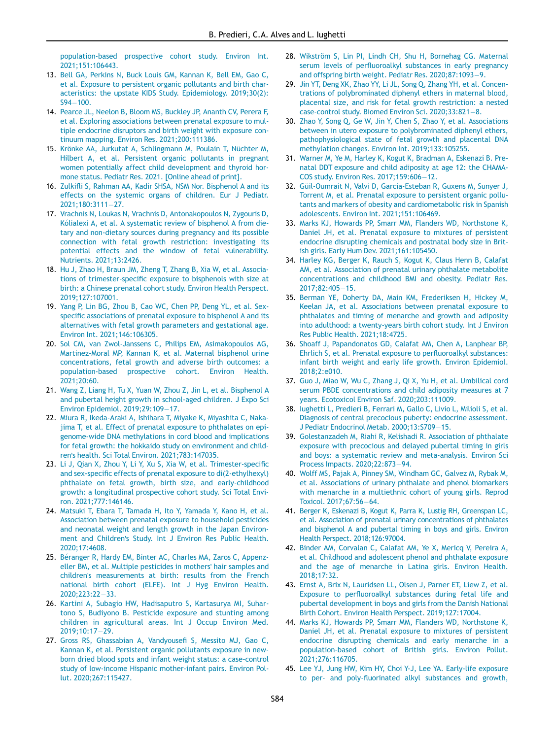population-based prospective cohort study. Environ Int. 2021;151:106443.

13. Bell GA, Perkins N, Buck Louis GM, Kannan K, Bell EM, Gao C, et al. Exposure to persistent organic pollutants and birth characteristics: the upstate KIDS Study. Epidemiology. 2019;30(2): S94–100.
14. Pearce JL, Neelon B, Bloom MS, Buckley JP, Ananth CV, Perera F, et al. Exploring associations between prenatal exposure to multiple endocrine disruptors and birth weight with exposure continuum mapping. Environ Res. 2021;200:111386.
15. Krönke AA, Jurkutat A, Schlingmann M, Poulain T, Nüchter M, Hilbert A, et al. Persistent organic pollutants in pregnant women potentially affect child development and thyroid hormone status. Pediatr Res. 2021. [Online ahead of print].
16. Zulkifli S, Rahman AA, Kadir SHSA, NSM Nor. Bisphenol A and its effects on the systemic organs of children. Eur J Pediatr. 2021;180:3111–27.
17. Vrachnis N, Loukas N, Vrachnis D, Antonakopoulos N, Zygouris D, Kólialexi A, et al. A systematic review of bisphenol A from dietary and non-dietary sources during pregnancy and its possible connection with fetal growth restriction: investigating its potential effects and the window of fetal vulnerability. Nutrients. 2021;13:2426.
18. Hu J, Zhao H, Braun JM, Zheng T, Zhang B, Xia W, et al. Associations of trimester-specific exposure to bisphenols with size at birth: a Chinese prenatal cohort study. Environ Health Perspect. 2019;127:107001.
19. Yang P, Lin BG, Zhou B, Cao WC, Chen PP, Deng YL, et al. Sex-specific associations of prenatal exposure to bisphenol A and its alternatives with fetal growth parameters and gestational age. Environ Int. 2021;146:106305.
20. Sol CM, van Zwol-Janssens C, Philips EM, Asimakopoulos AG, Martinez-Moral MP, Kannan K, et al. Maternal bisphenol urine concentrations, fetal growth and adverse birth outcomes: a population-based prospective cohort. Environ Health. 2021;20:60.
21. Wang Z, Liang H, Tu X, Yuan W, Zhou Z, Jin L, et al. Bisphenol A and pubertal height growth in school-aged children. J Expo Sci Environ Epidemiol. 2019;29:109–17.
22. Miura R, Ikeda-Araki A, Ishihara T, Miyake K, Miyashita C, Nakajima T, et al. Effect of prenatal exposure to phthalates on epigenome-wide DNA methylations in cord blood and implications for fetal growth: the hokkaido study on environment and children's health. Sci Total Environ. 2021;783:147035.
23. Li J, Qian X, Zhou Y, Li Y, Xu S, Xia W, et al. Trimester-specific and sex-specific effects of prenatal exposure to di(2-ethylhexyl) phthalate on fetal growth, birth size, and early-childhood growth: a longitudinal prospective cohort study. Sci Total Environ. 2021;777:146146.
24. Matsuki T, Ebara T, Tamada H, Ito Y, Yamada Y, Kano H, et al. Association between prenatal exposure to household pesticides and neonatal weight and length growth in the Japan Environment and Children's Study. Int J Environ Res Public Health. 2020;17:4608.
25. Béranger R, Hardy EM, Binter AC, Charles MA, Zaros C, Appenzeller BM, et al. Multiple pesticides in mothers' hair samples and children's measurements at birth: results from the French national birth cohort (ELFE). Int J Hyg Environ Health. 2020;223:22–33.
26. Kartini A, Subagio HW, Hadisaputro S, Kartasurya MI, Suhartono S, Budiyono B. Pesticide exposure and stunting among children in agricultural areas. Int J Occup Environ Med. 2019;10:17–29.
27. Gross RS, Ghassabian A, Vandyousefi S, Messito MJ, Gao C, Kannan K, et al. Persistent organic pollutants exposure in newborn dried blood spots and infant weight status: a case-control study of low-income Hispanic mother-infant pairs. Environ Pollut. 2020;267:115427.
28. Wikström S, Lin PI, Lindh CH, Shu H, Bornehag CG. Maternal serum levels of perfluoroalkyl substances in early pregnancy and offspring birth weight. Pediatr Res. 2020;87:1093–9.
29. Jin YT, Deng XK, Zhao YY, Li JL, Song Q, Zhang YH, et al. Concentrations of polybrominated diphenyl ethers in maternal blood, placental size, and risk for fetal growth restriction: a nested case-control study. Biomed Environ Sci. 2020;33:821–8.
30. Zhao Y, Song Q, Ge W, Jin Y, Chen S, Zhao Y, et al. Associations between in utero exposure to polybrominated diphenyl ethers, pathophysiological state of fetal growth and placental DNA methylation changes. Environ Int. 2019;133:105255.
31. Warner M, Ye M, Harley K, Kogut K, Bradman A, Eskenazi B. Prenatal DDT exposure and child adiposity at age 12: the CHAMACOS study. Environ Res. 2017;159:606–12.
32. Güil-Oumrait N, Valvi D, Garcia-Esteban R, Guxens M, Sunyer J, Torrent M, et al. Prenatal exposure to persistent organic pollutants and markers of obesity and cardiometabolic risk in Spanish adolescents. Environ Int. 2021;151:106469.
33. Marks KJ, Howards PP, Smarr MM, Flanders WD, Northstone K, Daniel JH, et al. Prenatal exposure to mixtures of persistent endocrine disrupting chemicals and postnatal body size in British girls. Early Hum Dev. 2021;161:105450.
34. Harley KG, Berger K, Rauch S, Kogut K, Claus Henn B, Calafat AM, et al. Association of prenatal urinary phthalate metabolite concentrations and childhood BMI and obesity. Pediatr Res. 2017;82:405–15.
35. Berman YE, Doherty DA, Main KM, Frederiksen H, Hickey M, Keelan JA, et al. Associations between prenatal exposure to phthalates and timing of menarche and growth and adiposity into adulthood: a twenty-years birth cohort study. Int J Environ Res Public Health. 2021;18:4725.
36. Shoaff J, Papandonatos GD, Calafat AM, Chen A, Lanphear BP, Ehrlich S, et al. Prenatal exposure to perfluoroalkyl substances: infant birth weight and early life growth. Environ Epidemiol. 2018;2:e010.
37. Guo J, Miao W, Wu C, Zhang J, Qi X, Yu H, et al. Umbilical cord serum PBDE concentrations and child adiposity measures at 7 years. Ecotoxicol Environ Saf. 2020;203:111009.
38. Iughetti L, Predieri B, Ferrari M, Gallo C, Livio L, Milioli S, et al. Diagnosis of central precocious puberty: endocrine assessment. J Pediatr Endocrinol Metab. 2000;13:S709–15.
39. Golestanzadeh M, Riahi R, Kelishadi R. Association of phthalate exposure with precocious and delayed pubertal timing in girls and boys: a systematic review and meta-analysis. Environ Sci Process Impacts. 2020;22:873–94.
40. Wolff MS, Pajak A, Pinney SM, Windham GC, Galvez M, Rybak M, et al. Associations of urinary phthalate and phenol biomarkers with menarche in a multiethnic cohort of young girls. Reprod Toxicol. 2017;67:56–64.
41. Berger K, Eskenazi B, Kogut K, Parra K, Lustig RH, Greenspan LC, et al. Association of prenatal urinary concentrations of phthalates and bisphenol A and pubertal timing in boys and girls. Environ Health Perspect. 2018;126:97004.
42. Binder AM, Corvalan C, Calafat AM, Ye X, Mericq V, Pereira A, et al. Childhood and adolescent phenol and phthalate exposure and the age of menarche in Latina girls. Environ Health. 2018;17:32.
43. Ernst A, Brix N, Lauridsen LL, Olsen J, Parner ET, Liew Z, et al. Exposure to perfluoroalkyl substances during fetal life and pubertal development in boys and girls from the Danish National Birth Cohort. Environ Health Perspect. 2019;127:17004.
44. Marks KJ, Howards PP, Smarr MM, Flanders WD, Northstone K, Daniel JH, et al. Prenatal exposure to mixtures of persistent endocrine disrupting chemicals and early menarche in a population-based cohort of British girls. Environ Pollut. 2021;276:116705.
45. Lee YJ, Jung HW, Kim HY, Choi Y-J, Lee YA. Early-life exposure to per- and poly-fluorinated alkyl substances and growth,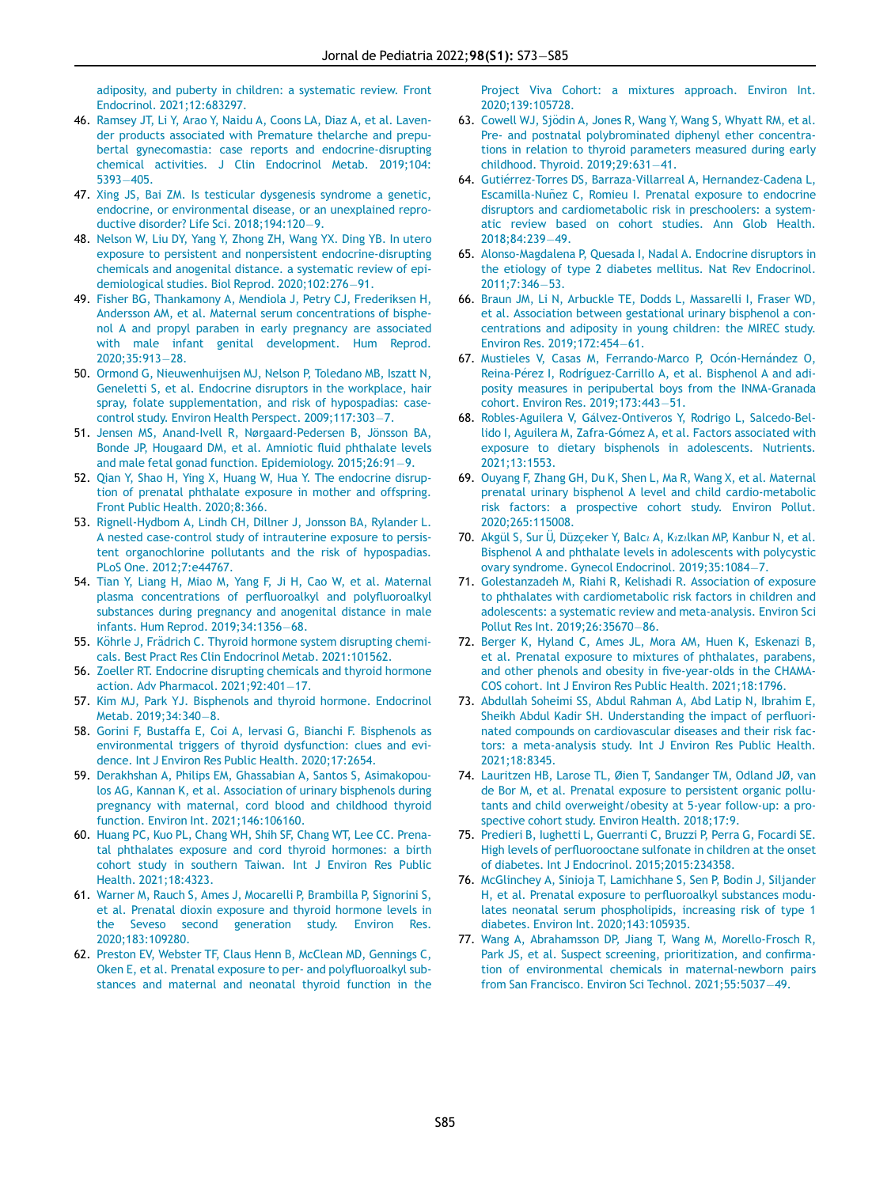adiposity, and puberty in children: a systematic review. Front Endocrinol. 2021;12:683297.

46. Ramsey JT, Li Y, Arao Y, Naidu A, Coons LA, Diaz A, et al. Lavender products associated with Premature thelarche and prepubertal gynecomastia: case reports and endocrine-disrupting chemical activities. J Clin Endocrinol Metab. 2019;104: 5393–405.
47. Xing JS, Bai ZM. Is testicular dysgenesis syndrome a genetic, endocrine, or environmental disease, or an unexplained reproductive disorder? Life Sci. 2018;194:120–9.
48. Nelson W, Liu DY, Yang Y, Zhong ZH, Wang YX. Ding YB. In utero exposure to persistent and nonpersistent endocrine-disrupting chemicals and anogenital distance. a systematic review of epidemiological studies. Biol Reprod. 2020;102:276–91.
49. Fisher BG, Thankamony A, Mendiola J, Petry CJ, Frederiksen H, Andersson AM, et al. Maternal serum concentrations of bisphenol A and propyl paraben in early pregnancy are associated with male infant genital development. Hum Reprod. 2020;35:913–28.
50. Ormond G, Nieuwenhuijsen MJ, Nelson P, Toledano MB, Iszatt N, Geneletti S, et al. Endocrine disruptors in the workplace, hair spray, folate supplementation, and risk of hypospadias: case-control study. Environ Health Perspect. 2009;117:303–7.
51. Jensen MS, Anand-Ivell R, Nørgaard-Pedersen B, Jönsson BA, Bonde JP, Hougaard DM, et al. Amniotic fluid phthalate levels and male fetal gonad function. Epidemiology. 2015;26:91–9.
52. Qian Y, Shao H, Ying X, Huang W, Hua Y. The endocrine disruption of prenatal phthalate exposure in mother and offspring. Front Public Health. 2020;8:366.
53. Rignell-Hydbom A, Lindh CH, Dillner J, Jonsson BA, Rylander L. A nested case-control study of intrauterine exposure to persistent organochlorine pollutants and the risk of hypospadias. PLoS One. 2012;7:e44767.
54. Tian Y, Liang H, Miao M, Yang F, Ji H, Cao W, et al. Maternal plasma concentrations of perfluoroalkyl and polyfluoroalkyl substances during pregnancy and anogenital distance in male infants. Hum Reprod. 2019;34:1356–68.
55. Köhrle J, Frädrich C. Thyroid hormone system disrupting chemicals. Best Pract Res Clin Endocrinol Metab. 2021:101562.
56. Zoeller RT. Endocrine disrupting chemicals and thyroid hormone action. Adv Pharmacol. 2021;92:401–17.
57. Kim MJ, Park YJ. Bisphenols and thyroid hormone. Endocrinol Metab. 2019;34:340–8.
58. Gorini F, Bustaffa E, Coi A, Iervasi G, Bianchi F. Bisphenols as environmental triggers of thyroid dysfunction: clues and evidence. Int J Environ Res Public Health. 2020;17:2654.
59. Derakhshan A, Philips EM, Ghassabian A, Santos S, Asimakopoulos AG, Kannan K, et al. Association of urinary bisphenols during pregnancy with maternal, cord blood and childhood thyroid function. Environ Int. 2021;146:106160.
60. Huang PC, Kuo PL, Chang WH, Shih SF, Chang WT, Lee CC. Prenatal phthalates exposure and cord thyroid hormones: a birth cohort study in southern Taiwan. Int J Environ Res Public Health. 2021;18:4323.
61. Warner M, Rauch S, Ames J, Mocarelli P, Brambilla P, Signorini S, et al. Prenatal dioxin exposure and thyroid hormone levels in the Seveso second generation study. Environ Res. 2020;183:109280.
62. Preston EV, Webster TF, Claus Henn B, McClean MD, Gennings C, Oken E, et al. Prenatal exposure to per- and polyfluoroalkyl substances and maternal and neonatal thyroid function in the Project Viva Cohort: a mixtures approach. Environ Int. 2020;139:105728.
63. Cowell WJ, Sjödin A, Jones R, Wang Y, Wang S, Whyatt RM, et al. Pre- and postnatal polybrominated diphenyl ether concentrations in relation to thyroid parameters measured during early childhood. Thyroid. 2019;29:631–41.
64. Gutiérrez-Torres DS, Barraza-Villarreal A, Hernandez-Cadena L, Escamilla-Nuñez C, Romieu I. Prenatal exposure to endocrine disruptors and cardiometabolic risk in preschoolers: a systematic review based on cohort studies. Ann Glob Health. 2018;84:239–49.
65. Alonso-Magdalena P, Quesada I, Nadal A. Endocrine disruptors in the etiology of type 2 diabetes mellitus. Nat Rev Endocrinol. 2011;7:346–53.
66. Braun JM, Li N, Arbuckle TE, Dodds L, Massarelli I, Fraser WD, et al. Association between gestational urinary bisphenol a concentrations and adiposity in young children: the MIREC study. Environ Res. 2019;172:454–61.
67. Mustieles V, Casas M, Ferrando-Marco P, Ocón-Hernández O, Reina-Pérez I, Rodríguez-Carrillo A, et al. Bisphenol A and adiposity measures in peripubertal boys from the INMA-Granada cohort. Environ Res. 2019;173:443–51.
68. Robles-Aguilera V, Gálvez-Ontiveros Y, Rodrigo L, Salcedo-Bellido I, Aguilera M, Zafra-Gómez A, et al. Factors associated with exposure to dietary bisphenols in adolescents. Nutrients. 2021;13:1553.
69. Ouyang F, Zhang GH, Du K, Shen L, Ma R, Wang X, et al. Maternal prenatal urinary bisphenol A level and child cardio-metabolic risk factors: a prospective cohort study. Environ Pollut. 2020;265:115008.
70. Akgül S, Sur Ü, Düzçeker Y, Balcı A, Kızılkan MP, Kanbur N, et al. Bisphenol A and phthalate levels in adolescents with polycystic ovary syndrome. Gynecol Endocrinol. 2019;35:1084–7.
71. Golestanzadeh M, Riahi R, Kelishadi R. Association of exposure to phthalates with cardiometabolic risk factors in children and adolescents: a systematic review and meta-analysis. Environ Sci Pollut Res Int. 2019;26:35670–86.
72. Berger K, Hyland C, Ames JL, Mora AM, Huen K, Eskenazi B, et al. Prenatal exposure to mixtures of phthalates, parabens, and other phenols and obesity in five-year-olds in the CHAMACOS cohort. Int J Environ Res Public Health. 2021;18:1796.
73. Abdullah Soheimi SS, Abdul Rahman A, Abd Latip N, Ibrahim E, Sheikh Abdul Kadir SH. Understanding the impact of perfluorinated compounds on cardiovascular diseases and their risk factors: a meta-analysis study. Int J Environ Res Public Health. 2021;18:8345.
74. Lauritzen HB, Larose TL, Øien T, Sandanger TM, Odland JØ, van de Bor M, et al. Prenatal exposure to persistent organic pollutants and child overweight/obesity at 5-year follow-up: a prospective cohort study. Environ Health. 2018;17:9.
75. Predieri B, Iughetti L, Guerranti C, Bruzzi P, Perra G, Focardi SE. High levels of perfluorooctane sulfonate in children at the onset of diabetes. Int J Endocrinol. 2015;2015:234358.
76. McGlinchey A, Sinioja T, Lamichhane S, Sen P, Bodin J, Siljander H, et al. Prenatal exposure to perfluoroalkyl substances modulates neonatal serum phospholipids, increasing risk of type 1 diabetes. Environ Int. 2020;143:105935.
77. Wang A, Abrahamsson DP, Jiang T, Wang M, Morello-Frosch R, Park JS, et al. Suspect screening, prioritization, and confirmation of environmental chemicals in maternal-newborn pairs from San Francisco. Environ Sci Technol. 2021;55:5037–49.